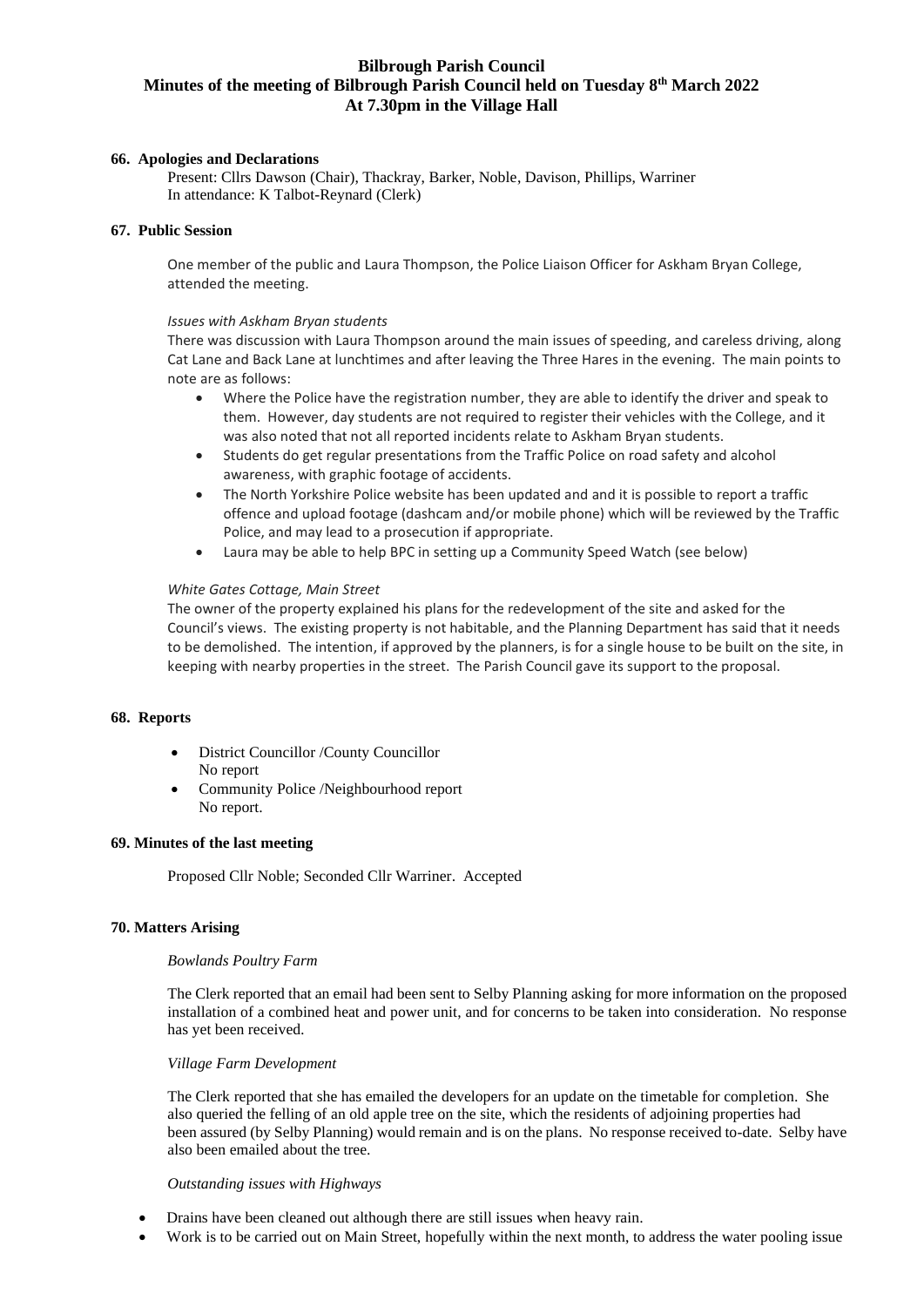# Bilbrough Parish Council

## Minutes of the meeting of Bilbrough Parish Council held on Tuesday 8th March 2022

## At 7.30pm in the Village Hall

### 66. Apologies and Declarations

Present: Cllrs Dawson (Chair), Thackray, Barker, Noble, Davison, Phillips, Warriner
In attendance: K Talbot-Reynard (Clerk)

### 67. Public Session

One member of the public and Laura Thompson, the Police Liaison Officer for Askham Bryan College, attended the meeting.

*Issues with Askham Bryan students*

There was discussion with Laura Thompson around the main issues of speeding, and careless driving, along Cat Lane and Back Lane at lunchtimes and after leaving the Three Hares in the evening. The main points to note are as follows:

- Where the Police have the registration number, they are able to identify the driver and speak to them. However, day students are not required to register their vehicles with the College, and it was also noted that not all reported incidents relate to Askham Bryan students.
- Students do get regular presentations from the Traffic Police on road safety and alcohol awareness, with graphic footage of accidents.
- The North Yorkshire Police website has been updated and and it is possible to report a traffic offence and upload footage (dashcam and/or mobile phone) which will be reviewed by the Traffic Police, and may lead to a prosecution if appropriate.
- Laura may be able to help BPC in setting up a Community Speed Watch (see below)

*White Gates Cottage, Main Street*

The owner of the property explained his plans for the redevelopment of the site and asked for the Council's views. The existing property is not habitable, and the Planning Department has said that it needs to be demolished. The intention, if approved by the planners, is for a single house to be built on the site, in keeping with nearby properties in the street. The Parish Council gave its support to the proposal.

### 68. Reports

- District Councillor /County Councillor
  No report
- Community Police /Neighbourhood report
  No report.

### 69. Minutes of the last meeting

Proposed Cllr Noble; Seconded Cllr Warriner. Accepted

### 70. Matters Arising

*Bowlands Poultry Farm*

The Clerk reported that an email had been sent to Selby Planning asking for more information on the proposed installation of a combined heat and power unit, and for concerns to be taken into consideration. No response has yet been received.

*Village Farm Development*

The Clerk reported that she has emailed the developers for an update on the timetable for completion. She also queried the felling of an old apple tree on the site, which the residents of adjoining properties had been assured (by Selby Planning) would remain and is on the plans. No response received to-date. Selby have also been emailed about the tree.

*Outstanding issues with Highways*

- Drains have been cleaned out although there are still issues when heavy rain.
- Work is to be carried out on Main Street, hopefully within the next month, to address the water pooling issue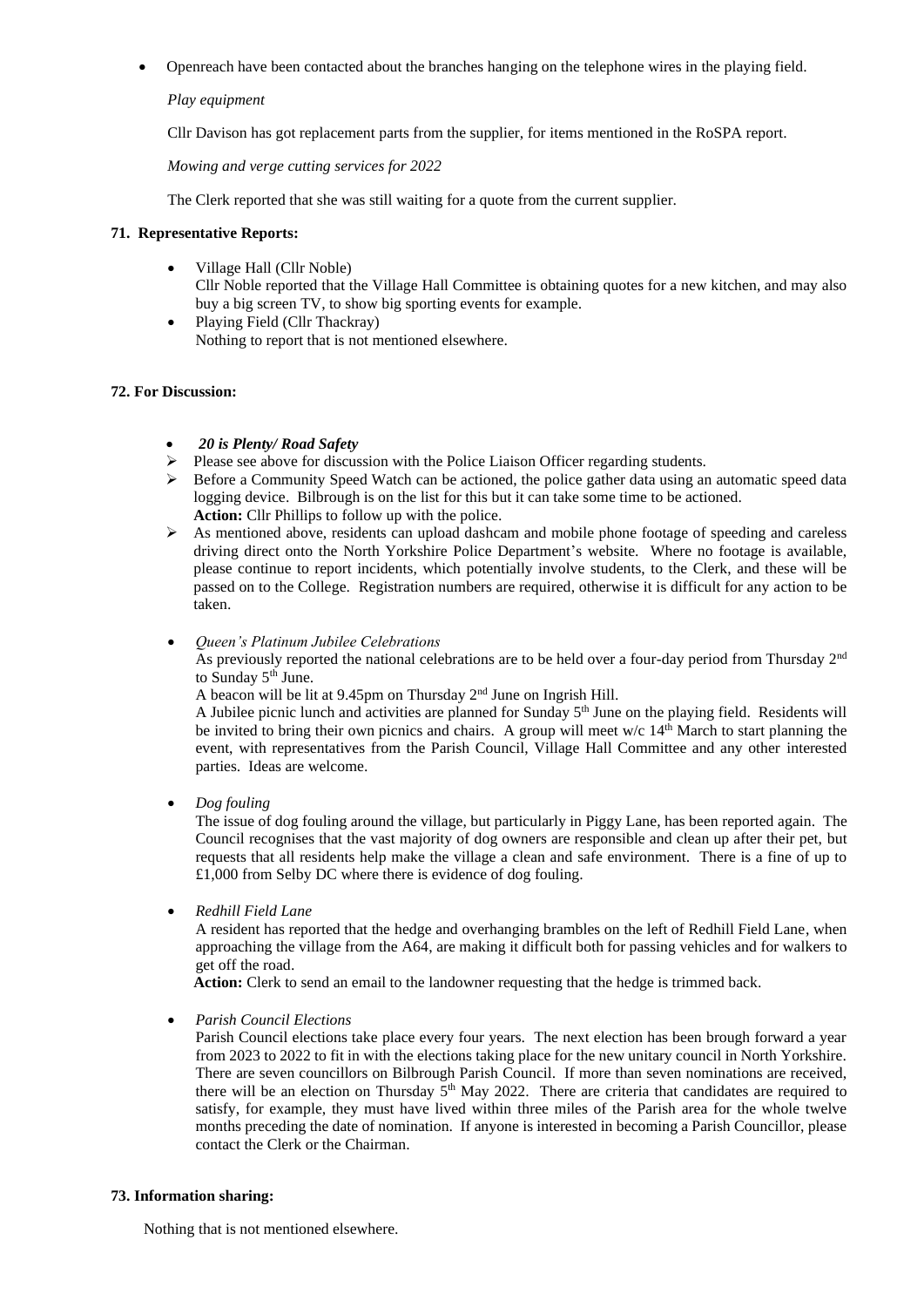- Openreach have been contacted about the branches hanging on the telephone wires in the playing field.

*Play equipment*

Cllr Davison has got replacement parts from the supplier, for items mentioned in the RoSPA report.

*Mowing and verge cutting services for 2022*

The Clerk reported that she was still waiting for a quote from the current supplier.

**71. Representative Reports:**

- Village Hall (Cllr Noble)
  Cllr Noble reported that the Village Hall Committee is obtaining quotes for a new kitchen, and may also buy a big screen TV, to show big sporting events for example.
- Playing Field (Cllr Thackray)
  Nothing to report that is not mentioned elsewhere.

**72. For Discussion:**

- ***20 is Plenty/ Road Safety***
  - Please see above for discussion with the Police Liaison Officer regarding students.
  - Before a Community Speed Watch can be actioned, the police gather data using an automatic speed data logging device. Bilbrough is on the list for this but it can take some time to be actioned.
    **Action:** Cllr Phillips to follow up with the police.
  - As mentioned above, residents can upload dashcam and mobile phone footage of speeding and careless driving direct onto the North Yorkshire Police Department's website. Where no footage is available, please continue to report incidents, which potentially involve students, to the Clerk, and these will be passed on to the College. Registration numbers are required, otherwise it is difficult for any action to be taken.

- *Queen's Platinum Jubilee Celebrations*
  As previously reported the national celebrations are to be held over a four-day period from Thursday 2nd to Sunday 5th June.
  A beacon will be lit at 9.45pm on Thursday 2nd June on Ingrish Hill.
  A Jubilee picnic lunch and activities are planned for Sunday 5th June on the playing field. Residents will be invited to bring their own picnics and chairs. A group will meet w/c 14th March to start planning the event, with representatives from the Parish Council, Village Hall Committee and any other interested parties. Ideas are welcome.

- *Dog fouling*
  The issue of dog fouling around the village, but particularly in Piggy Lane, has been reported again. The Council recognises that the vast majority of dog owners are responsible and clean up after their pet, but requests that all residents help make the village a clean and safe environment. There is a fine of up to £1,000 from Selby DC where there is evidence of dog fouling.

- *Redhill Field Lane*
  A resident has reported that the hedge and overhanging brambles on the left of Redhill Field Lane, when approaching the village from the A64, are making it difficult both for passing vehicles and for walkers to get off the road.
  **Action:** Clerk to send an email to the landowner requesting that the hedge is trimmed back.

- *Parish Council Elections*
  Parish Council elections take place every four years. The next election has been brough forward a year from 2023 to 2022 to fit in with the elections taking place for the new unitary council in North Yorkshire. There are seven councillors on Bilbrough Parish Council. If more than seven nominations are received, there will be an election on Thursday 5th May 2022. There are criteria that candidates are required to satisfy, for example, they must have lived within three miles of the Parish area for the whole twelve months preceding the date of nomination. If anyone is interested in becoming a Parish Councillor, please contact the Clerk or the Chairman.

**73. Information sharing:**

Nothing that is not mentioned elsewhere.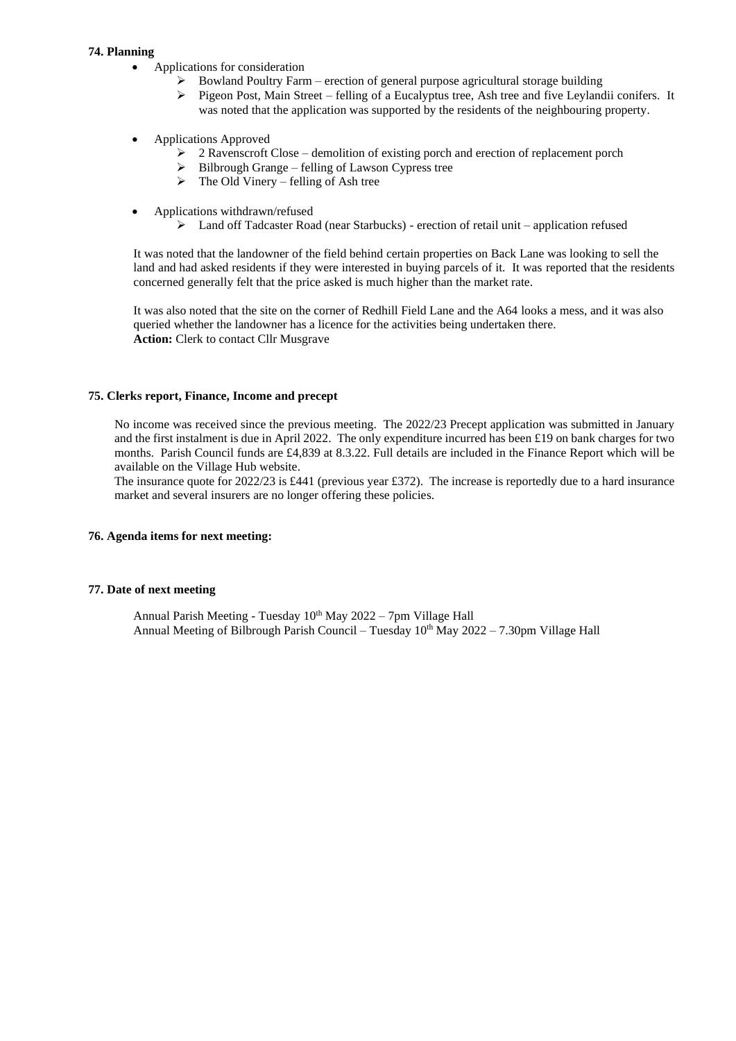**74. Planning**

- Applications for consideration
  - Bowland Poultry Farm – erection of general purpose agricultural storage building
  - Pigeon Post, Main Street – felling of a Eucalyptus tree, Ash tree and five Leylandii conifers. It was noted that the application was supported by the residents of the neighbouring property.
- Applications Approved
  - 2 Ravenscroft Close – demolition of existing porch and erection of replacement porch
  - Bilbrough Grange – felling of Lawson Cypress tree
  - The Old Vinery – felling of Ash tree
- Applications withdrawn/refused
  - Land off Tadcaster Road (near Starbucks) - erection of retail unit – application refused

It was noted that the landowner of the field behind certain properties on Back Lane was looking to sell the land and had asked residents if they were interested in buying parcels of it. It was reported that the residents concerned generally felt that the price asked is much higher than the market rate.

It was also noted that the site on the corner of Redhill Field Lane and the A64 looks a mess, and it was also queried whether the landowner has a licence for the activities being undertaken there.
**Action:** Clerk to contact Cllr Musgrave

**75. Clerks report, Finance, Income and precept**

No income was received since the previous meeting. The 2022/23 Precept application was submitted in January and the first instalment is due in April 2022. The only expenditure incurred has been £19 on bank charges for two months. Parish Council funds are £4,839 at 8.3.22. Full details are included in the Finance Report which will be available on the Village Hub website.
The insurance quote for 2022/23 is £441 (previous year £372). The increase is reportedly due to a hard insurance market and several insurers are no longer offering these policies.

**76. Agenda items for next meeting:**

**77. Date of next meeting**

Annual Parish Meeting - Tuesday 10th May 2022 – 7pm Village Hall
Annual Meeting of Bilbrough Parish Council – Tuesday 10th May 2022 – 7.30pm Village Hall